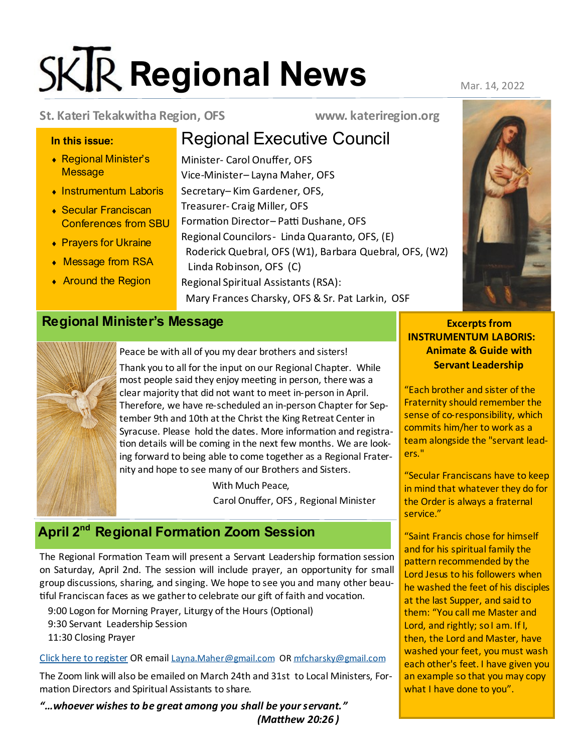# SKTR Regional News

Mar. 14, 2022

**St. Kateri Tekakwitha Region, OFS** www. kateriregion.org

**In this issue:**

- Regional Minister's Message
- Instrumentum Laboris
- Secular Franciscan Conferences from SBU
- Prayers for Ukraine
- Message from RSA
- Around the Region

## Regional Executive Council

Minister- Carol Onuffer, OFS
Vice-Minister– Layna Maher, OFS
Secretary– Kim Gardener, OFS,
Treasurer- Craig Miller, OFS
Formation Director– Patti Dushane, OFS
Regional Councilors- Linda Quaranto, OFS, (E)
Roderick Quebral, OFS (W1), Barbara Quebral, OFS, (W2)
Linda Robinson, OFS (C)
Regional Spiritual Assistants (RSA):
Mary Frances Charsky, OFS & Sr. Pat Larkin, OSF

## Regional Minister's Message

Peace be with all of you my dear brothers and sisters!

Thank you to all for the input on our Regional Chapter. While most people said they enjoy meeting in person, there was a clear majority that did not want to meet in-person in April. Therefore, we have re-scheduled an in-person Chapter for September 9th and 10th at the Christ the King Retreat Center in Syracuse. Please hold the dates. More information and registration details will be coming in the next few months. We are looking forward to being able to come together as a Regional Fraternity and hope to see many of our Brothers and Sisters.

With Much Peace,
Carol Onuffer, OFS , Regional Minister

## April 2nd Regional Formation Zoom Session

The Regional Formation Team will present a Servant Leadership formation session on Saturday, April 2nd. The session will include prayer, an opportunity for small group discussions, sharing, and singing. We hope to see you and many other beautiful Franciscan faces as we gather to celebrate our gift of faith and vocation.

9:00 Logon for Morning Prayer, Liturgy of the Hours (Optional)
9:30 Servant Leadership Session
11:30 Closing Prayer

Click here to register OR email Layna.Maher@gmail.com OR mfcharsky@gmail.com

The Zoom link will also be emailed on March 24th and 31st to Local Ministers, Formation Directors and Spiritual Assistants to share.

***"…whoever wishes to be great among you shall be your servant." (Matthew 20:26 )***

### Excerpts from INSTRUMENTUM LABORIS: Animate & Guide with Servant Leadership

"Each brother and sister of the Fraternity should remember the sense of co-responsibility, which commits him/her to work as a team alongside the "servant leaders."

"Secular Franciscans have to keep in mind that whatever they do for the Order is always a fraternal service."

"Saint Francis chose for himself and for his spiritual family the pattern recommended by the Lord Jesus to his followers when he washed the feet of his disciples at the last Supper, and said to them: "You call me Master and Lord, and rightly; so I am. If I, then, the Lord and Master, have washed your feet, you must wash each other's feet. I have given you an example so that you may copy what I have done to you".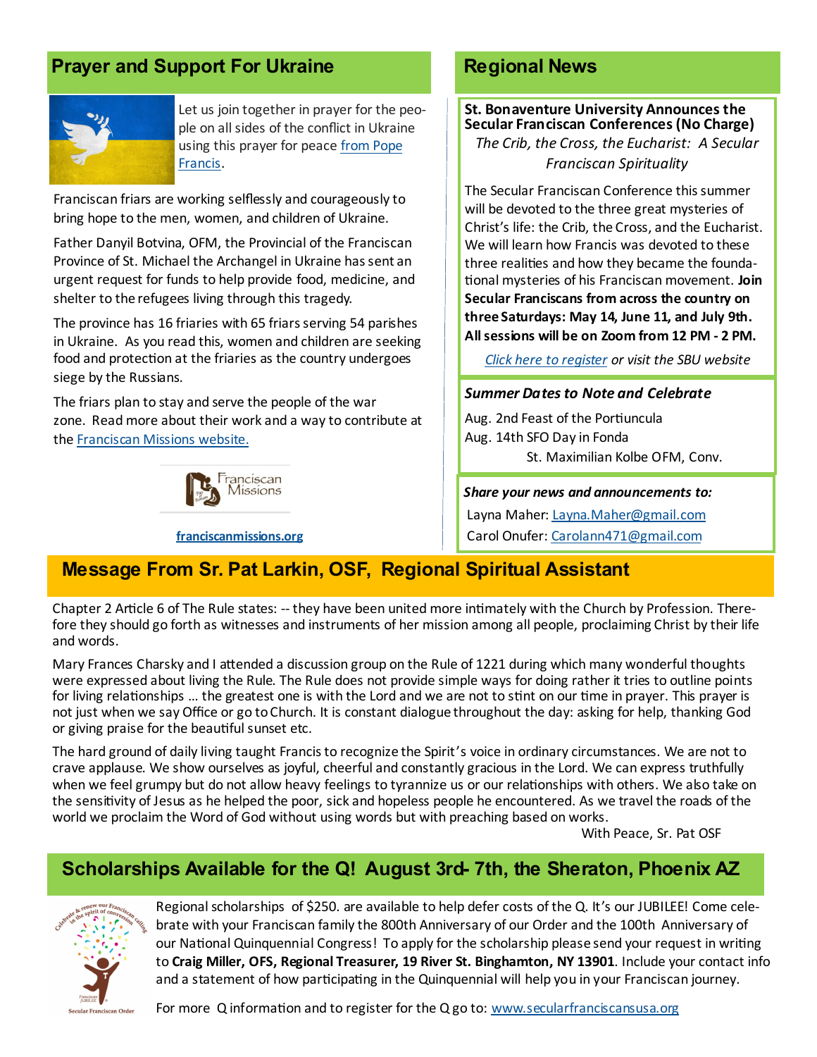## Prayer and Support For Ukraine

Let us join together in prayer for the people on all sides of the conflict in Ukraine using this prayer for peace [from Pope Francis](#).

Franciscan friars are working selflessly and courageously to bring hope to the men, women, and children of Ukraine.

Father Danyil Botvina, OFM, the Provincial of the Franciscan Province of St. Michael the Archangel in Ukraine has sent an urgent request for funds to help provide food, medicine, and shelter to the refugees living through this tragedy.

The province has 16 friaries with 65 friars serving 54 parishes in Ukraine. As you read this, women and children are seeking food and protection at the friaries as the country undergoes siege by the Russians.

The friars plan to stay and serve the people of the war zone. Read more about their work and a way to contribute at the [Franciscan Missions website.](#)

Franciscan Missions

**franciscanmissions.org**

## Regional News

**St. Bonaventure University Announces the Secular Franciscan Conferences (No Charge)**

*The Crib, the Cross, the Eucharist: A Secular Franciscan Spirituality*

The Secular Franciscan Conference this summer will be devoted to the three great mysteries of Christ's life: the Crib, the Cross, and the Eucharist. We will learn how Francis was devoted to these three realities and how they became the foundational mysteries of his Franciscan movement. **Join Secular Franciscans from across the country on three Saturdays: May 14, June 11, and July 9th. All sessions will be on Zoom from 12 PM - 2 PM.**

*[Click here to register](#) or visit the SBU website*

***Summer Dates to Note and Celebrate***

Aug. 2nd Feast of the Portiuncula

Aug. 14th SFO Day in Fonda

St. Maximilian Kolbe OFM, Conv.

***Share your news and announcements to:***

Layna Maher: Layna.Maher@gmail.com

Carol Onufer: Carolann471@gmail.com

## Message From Sr. Pat Larkin, OSF, Regional Spiritual Assistant

Chapter 2 Article 6 of The Rule states: -- they have been united more intimately with the Church by Profession. Therefore they should go forth as witnesses and instruments of her mission among all people, proclaiming Christ by their life and words.

Mary Frances Charsky and I attended a discussion group on the Rule of 1221 during which many wonderful thoughts were expressed about living the Rule. The Rule does not provide simple ways for doing rather it tries to outline points for living relationships … the greatest one is with the Lord and we are not to stint on our time in prayer. This prayer is not just when we say Office or go to Church. It is constant dialogue throughout the day: asking for help, thanking God or giving praise for the beautiful sunset etc.

The hard ground of daily living taught Francis to recognize the Spirit's voice in ordinary circumstances. We are not to crave applause. We show ourselves as joyful, cheerful and constantly gracious in the Lord. We can express truthfully when we feel grumpy but do not allow heavy feelings to tyrannize us or our relationships with others. We also take on the sensitivity of Jesus as he helped the poor, sick and hopeless people he encountered. As we travel the roads of the world we proclaim the Word of God without using words but with preaching based on works.

With Peace, Sr. Pat OSF

## Scholarships Available for the Q! August 3rd- 7th, the Sheraton, Phoenix AZ

Regional scholarships of $250. are available to help defer costs of the Q. It's our JUBILEE! Come celebrate with your Franciscan family the 800th Anniversary of our Order and the 100th Anniversary of our National Quinquennial Congress! To apply for the scholarship please send your request in writing to **Craig Miller, OFS, Regional Treasurer, 19 River St. Binghamton, NY 13901**. Include your contact info and a statement of how participating in the Quinquennial will help you in your Franciscan journey.

For more Q information and to register for the Q go to: [www.secularfranciscansusa.org](#)